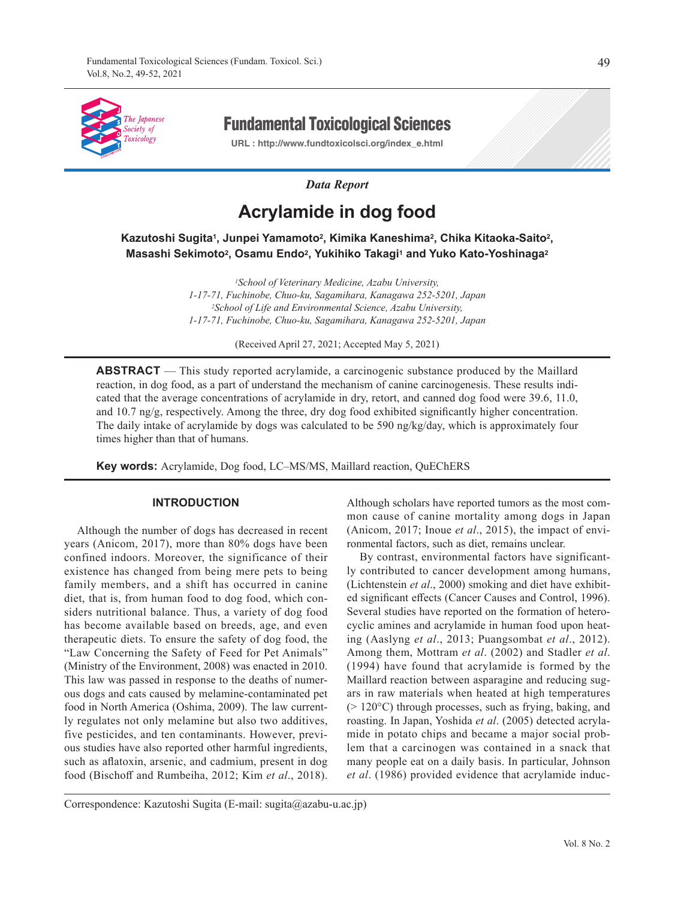*Data Report*

# Acrylamide in dog food

**Kazutoshi Sugita[1], Junpei Yamamoto[2], Kimika Kaneshima[2], Chika Kitaoka-Saito[2], Masashi Sekimoto[2], Osamu Endo[2], Yukihiko Takagi[1] and Yuko Kato-Yoshinaga[2]**

*[1]School of Veterinary Medicine, Azabu University, 1-17-71, Fuchinobe, Chuo-ku, Sagamihara, Kanagawa 252-5201, Japan*
*[2]School of Life and Environmental Science, Azabu University, 1-17-71, Fuchinobe, Chuo-ku, Sagamihara, Kanagawa 252-5201, Japan*

(Received April 27, 2021; Accepted May 5, 2021)

**ABSTRACT** — This study reported acrylamide, a carcinogenic substance produced by the Maillard reaction, in dog food, as a part of understand the mechanism of canine carcinogenesis. These results indicated that the average concentrations of acrylamide in dry, retort, and canned dog food were 39.6, 11.0, and 10.7 ng/g, respectively. Among the three, dry dog food exhibited significantly higher concentration. The daily intake of acrylamide by dogs was calculated to be 590 ng/kg/day, which is approximately four times higher than that of humans.

**Key words:** Acrylamide, Dog food, LC–MS/MS, Maillard reaction, QuEChERS

## INTRODUCTION

Although the number of dogs has decreased in recent years (Anicom, 2017), more than 80% dogs have been confined indoors. Moreover, the significance of their existence has changed from being mere pets to being family members, and a shift has occurred in canine diet, that is, from human food to dog food, which considers nutritional balance. Thus, a variety of dog food has become available based on breeds, age, and even therapeutic diets. To ensure the safety of dog food, the "Law Concerning the Safety of Feed for Pet Animals" (Ministry of the Environment, 2008) was enacted in 2010. This law was passed in response to the deaths of numerous dogs and cats caused by melamine-contaminated pet food in North America (Oshima, 2009). The law currently regulates not only melamine but also two additives, five pesticides, and ten contaminants. However, previous studies have also reported other harmful ingredients, such as aflatoxin, arsenic, and cadmium, present in dog food (Bischoff and Rumbeiha, 2012; Kim *et al*., 2018). Although scholars have reported tumors as the most common cause of canine mortality among dogs in Japan (Anicom, 2017; Inoue *et al*., 2015), the impact of environmental factors, such as diet, remains unclear.

By contrast, environmental factors have significantly contributed to cancer development among humans, (Lichtenstein *et al*., 2000) smoking and diet have exhibited significant effects (Cancer Causes and Control, 1996). Several studies have reported on the formation of heterocyclic amines and acrylamide in human food upon heating (Aaslyng *et al*., 2013; Puangsombat *et al*., 2012). Among them, Mottram *et al*. (2002) and Stadler *et al*. (1994) have found that acrylamide is formed by the Maillard reaction between asparagine and reducing sugars in raw materials when heated at high temperatures (> 120°C) through processes, such as frying, baking, and roasting. In Japan, Yoshida *et al*. (2005) detected acrylamide in potato chips and became a major social problem that a carcinogen was contained in a snack that many people eat on a daily basis. In particular, Johnson *et al*. (1986) provided evidence that acrylamide induc-

Correspondence: Kazutoshi Sugita (E-mail: sugita@azabu-u.ac.jp)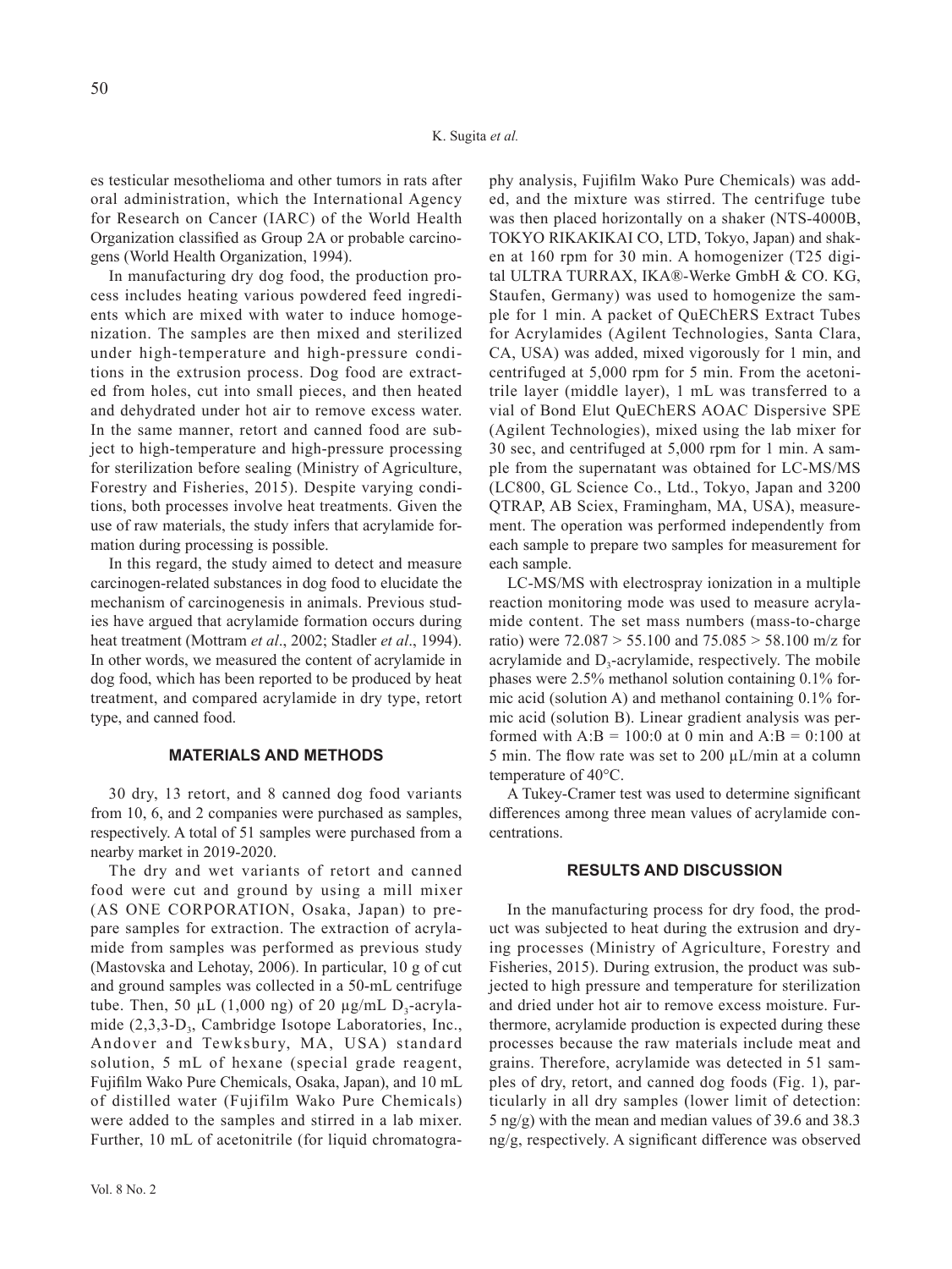es testicular mesothelioma and other tumors in rats after oral administration, which the International Agency for Research on Cancer (IARC) of the World Health Organization classified as Group 2A or probable carcinogens (World Health Organization, 1994).

In manufacturing dry dog food, the production process includes heating various powdered feed ingredients which are mixed with water to induce homogenization. The samples are then mixed and sterilized under high-temperature and high-pressure conditions in the extrusion process. Dog food are extracted from holes, cut into small pieces, and then heated and dehydrated under hot air to remove excess water. In the same manner, retort and canned food are subject to high-temperature and high-pressure processing for sterilization before sealing (Ministry of Agriculture, Forestry and Fisheries, 2015). Despite varying conditions, both processes involve heat treatments. Given the use of raw materials, the study infers that acrylamide formation during processing is possible.

In this regard, the study aimed to detect and measure carcinogen-related substances in dog food to elucidate the mechanism of carcinogenesis in animals. Previous studies have argued that acrylamide formation occurs during heat treatment (Mottram *et al*., 2002; Stadler *et al*., 1994). In other words, we measured the content of acrylamide in dog food, which has been reported to be produced by heat treatment, and compared acrylamide in dry type, retort type, and canned food.

## MATERIALS AND METHODS

30 dry, 13 retort, and 8 canned dog food variants from 10, 6, and 2 companies were purchased as samples, respectively. A total of 51 samples were purchased from a nearby market in 2019-2020.

The dry and wet variants of retort and canned food were cut and ground by using a mill mixer (AS ONE CORPORATION, Osaka, Japan) to prepare samples for extraction. The extraction of acrylamide from samples was performed as previous study (Mastovska and Lehotay, 2006). In particular, 10 g of cut and ground samples was collected in a 50-mL centrifuge tube. Then, 50 μL (1,000 ng) of 20 μg/mL $D_3$-acrylamide (2,3,3-$D_3$, Cambridge Isotope Laboratories, Inc., Andover and Tewksbury, MA, USA) standard solution, 5 mL of hexane (special grade reagent, Fujifilm Wako Pure Chemicals, Osaka, Japan), and 10 mL of distilled water (Fujifilm Wako Pure Chemicals) were added to the samples and stirred in a lab mixer. Further, 10 mL of acetonitrile (for liquid chromatography analysis, Fujifilm Wako Pure Chemicals) was added, and the mixture was stirred. The centrifuge tube was then placed horizontally on a shaker (NTS-4000B, TOKYO RIKAKIKAI CO, LTD, Tokyo, Japan) and shaken at 160 rpm for 30 min. A homogenizer (T25 digital ULTRA TURRAX, IKA®-Werke GmbH & CO. KG, Staufen, Germany) was used to homogenize the sample for 1 min. A packet of QuEChERS Extract Tubes for Acrylamides (Agilent Technologies, Santa Clara, CA, USA) was added, mixed vigorously for 1 min, and centrifuged at 5,000 rpm for 5 min. From the acetonitrile layer (middle layer), 1 mL was transferred to a vial of Bond Elut QuEChERS AOAC Dispersive SPE (Agilent Technologies), mixed using the lab mixer for 30 sec, and centrifuged at 5,000 rpm for 1 min. A sample from the supernatant was obtained for LC-MS/MS (LC800, GL Science Co., Ltd., Tokyo, Japan and 3200 QTRAP, AB Sciex, Framingham, MA, USA), measurement. The operation was performed independently from each sample to prepare two samples for measurement for each sample.

LC-MS/MS with electrospray ionization in a multiple reaction monitoring mode was used to measure acrylamide content. The set mass numbers (mass-to-charge ratio) were 72.087 > 55.100 and 75.085 > 58.100 m/z for acrylamide and $D_3$-acrylamide, respectively. The mobile phases were 2.5% methanol solution containing 0.1% formic acid (solution A) and methanol containing 0.1% formic acid (solution B). Linear gradient analysis was performed with A:B = 100:0 at 0 min and A:B = 0:100 at 5 min. The flow rate was set to 200 μL/min at a column temperature of 40°C.

A Tukey-Cramer test was used to determine significant differences among three mean values of acrylamide concentrations.

## RESULTS AND DISCUSSION

In the manufacturing process for dry food, the product was subjected to heat during the extrusion and drying processes (Ministry of Agriculture, Forestry and Fisheries, 2015). During extrusion, the product was subjected to high pressure and temperature for sterilization and dried under hot air to remove excess moisture. Furthermore, acrylamide production is expected during these processes because the raw materials include meat and grains. Therefore, acrylamide was detected in 51 samples of dry, retort, and canned dog foods (Fig. 1), particularly in all dry samples (lower limit of detection: 5 ng/g) with the mean and median values of 39.6 and 38.3 ng/g, respectively. A significant difference was observed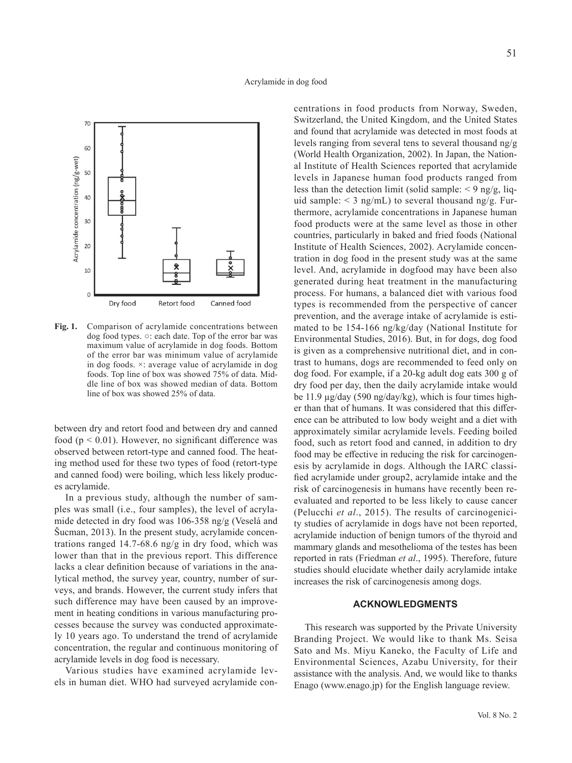Fig. 1. Comparison of acrylamide concentrations between dog food types. ○: each date. Top of the error bar was maximum value of acrylamide in dog foods. Bottom of the error bar was minimum value of acrylamide in dog foods. ×: average value of acrylamide in dog foods. Top line of box was showed 75% of data. Middle line of box was showed median of data. Bottom line of box was showed 25% of data.

between dry and retort food and between dry and canned food ($p < 0.01$). However, no significant difference was observed between retort-type and canned food. The heating method used for these two types of food (retort-type and canned food) were boiling, which less likely produces acrylamide.

In a previous study, although the number of samples was small (i.e., four samples), the level of acrylamide detected in dry food was 106-358 ng/g (Veselá and Šucman, 2013). In the present study, acrylamide concentrations ranged 14.7-68.6 ng/g in dry food, which was lower than that in the previous report. This difference lacks a clear definition because of variations in the analytical method, the survey year, country, number of surveys, and brands. However, the current study infers that such difference may have been caused by an improvement in heating conditions in various manufacturing processes because the survey was conducted approximately 10 years ago. To understand the trend of acrylamide concentration, the regular and continuous monitoring of acrylamide levels in dog food is necessary.

Various studies have examined acrylamide levels in human diet. WHO had surveyed acrylamide concentrations in food products from Norway, Sweden, Switzerland, the United Kingdom, and the United States and found that acrylamide was detected in most foods at levels ranging from several tens to several thousand ng/g (World Health Organization, 2002). In Japan, the National Institute of Health Sciences reported that acrylamide levels in Japanese human food products ranged from less than the detection limit (solid sample: < 9 ng/g, liquid sample: < 3 ng/mL) to several thousand ng/g. Furthermore, acrylamide concentrations in Japanese human food products were at the same level as those in other countries, particularly in baked and fried foods (National Institute of Health Sciences, 2002). Acrylamide concentration in dog food in the present study was at the same level. And, acrylamide in dogfood may have been also generated during heat treatment in the manufacturing process. For humans, a balanced diet with various food types is recommended from the perspective of cancer prevention, and the average intake of acrylamide is estimated to be 154-166 ng/kg/day (National Institute for Environmental Studies, 2016). But, in for dogs, dog food is given as a comprehensive nutritional diet, and in contrast to humans, dogs are recommended to feed only on dog food. For example, if a 20-kg adult dog eats 300 g of dry food per day, then the daily acrylamide intake would be 11.9 μg/day (590 ng/day/kg), which is four times higher than that of humans. It was considered that this difference can be attributed to low body weight and a diet with approximately similar acrylamide levels. Feeding boiled food, such as retort food and canned, in addition to dry food may be effective in reducing the risk for carcinogenesis by acrylamide in dogs. Although the IARC classified acrylamide under group2, acrylamide intake and the risk of carcinogenesis in humans have recently been re-evaluated and reported to be less likely to cause cancer (Pelucchi *et al*., 2015). The results of carcinogenicity studies of acrylamide in dogs have not been reported, acrylamide induction of benign tumors of the thyroid and mammary glands and mesothelioma of the testes has been reported in rats (Friedman *et al*., 1995). Therefore, future studies should elucidate whether daily acrylamide intake increases the risk of carcinogenesis among dogs.

## ACKNOWLEDGMENTS

This research was supported by the Private University Branding Project. We would like to thank Ms. Seisa Sato and Ms. Miyu Kaneko, the Faculty of Life and Environmental Sciences, Azabu University, for their assistance with the analysis. And, we would like to thanks Enago (www.enago.jp) for the English language review.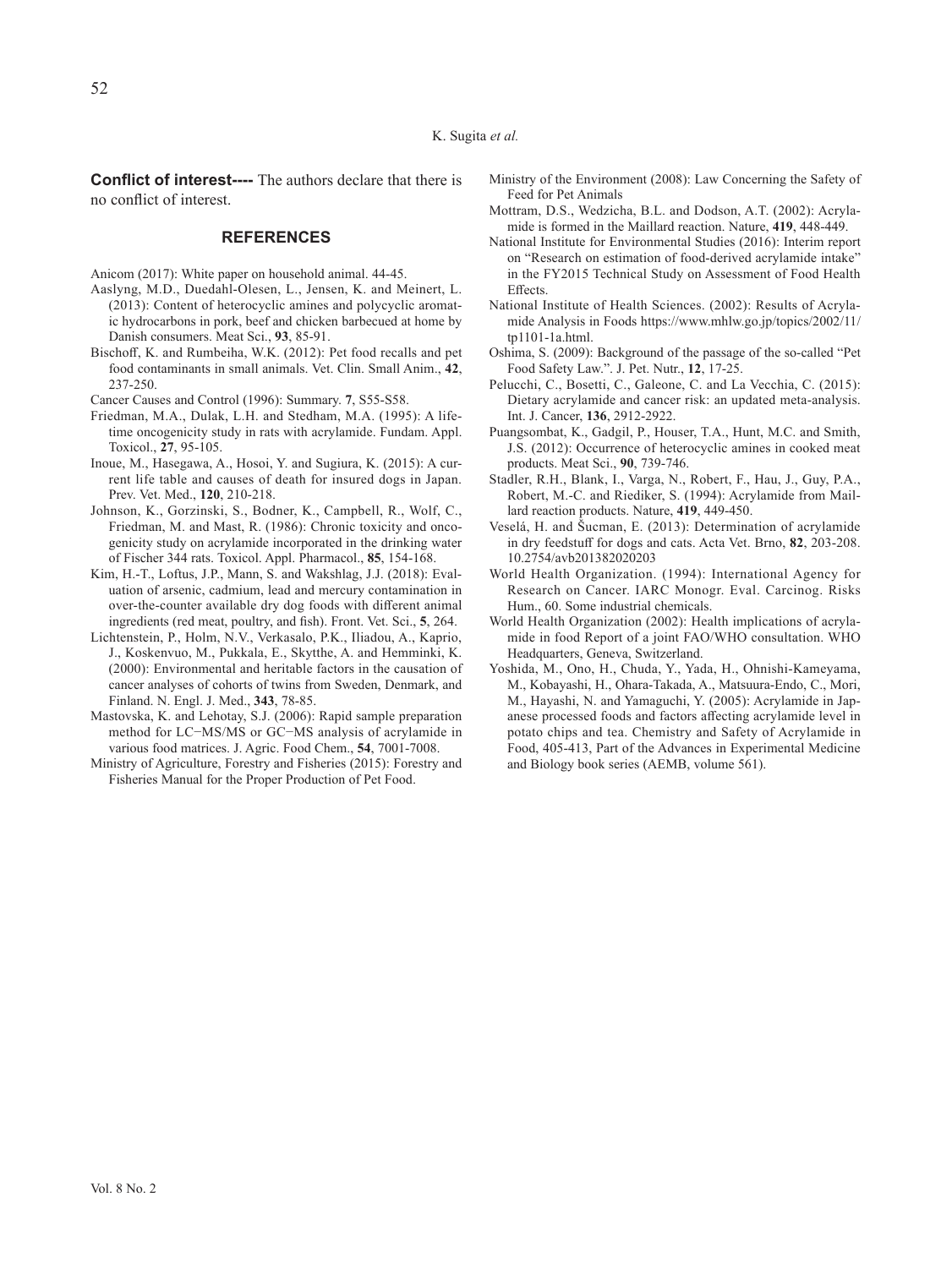**Conflict of interest----** The authors declare that there is no conflict of interest.

## REFERENCES

Anicom (2017): White paper on household animal. 44-45.

Aaslyng, M.D., Duedahl-Olesen, L., Jensen, K. and Meinert, L. (2013): Content of heterocyclic amines and polycyclic aromatic hydrocarbons in pork, beef and chicken barbecued at home by Danish consumers. Meat Sci., **93**, 85-91.

Bischoff, K. and Rumbeiha, W.K. (2012): Pet food recalls and pet food contaminants in small animals. Vet. Clin. Small Anim., **42**, 237-250.

Cancer Causes and Control (1996): Summary. **7**, S55-S58.

Friedman, M.A., Dulak, L.H. and Stedham, M.A. (1995): A lifetime oncogenicity study in rats with acrylamide. Fundam. Appl. Toxicol., **27**, 95-105.

Inoue, M., Hasegawa, A., Hosoi, Y. and Sugiura, K. (2015): A current life table and causes of death for insured dogs in Japan. Prev. Vet. Med., **120**, 210-218.

Johnson, K., Gorzinski, S., Bodner, K., Campbell, R., Wolf, C., Friedman, M. and Mast, R. (1986): Chronic toxicity and oncogenicity study on acrylamide incorporated in the drinking water of Fischer 344 rats. Toxicol. Appl. Pharmacol., **85**, 154-168.

Kim, H.-T., Loftus, J.P., Mann, S. and Wakshlag, J.J. (2018): Evaluation of arsenic, cadmium, lead and mercury contamination in over-the-counter available dry dog foods with different animal ingredients (red meat, poultry, and fish). Front. Vet. Sci., **5**, 264.

Lichtenstein, P., Holm, N.V., Verkasalo, P.K., Iliadou, A., Kaprio, J., Koskenvuo, M., Pukkala, E., Skytthe, A. and Hemminki, K. (2000): Environmental and heritable factors in the causation of cancer analyses of cohorts of twins from Sweden, Denmark, and Finland. N. Engl. J. Med., **343**, 78-85.

Mastovska, K. and Lehotay, S.J. (2006): Rapid sample preparation method for LC−MS/MS or GC−MS analysis of acrylamide in various food matrices. J. Agric. Food Chem., **54**, 7001-7008.

Ministry of Agriculture, Forestry and Fisheries (2015): Forestry and Fisheries Manual for the Proper Production of Pet Food.

Ministry of the Environment (2008): Law Concerning the Safety of Feed for Pet Animals

Mottram, D.S., Wedzicha, B.L. and Dodson, A.T. (2002): Acrylamide is formed in the Maillard reaction. Nature, **419**, 448-449.

National Institute for Environmental Studies (2016): Interim report on "Research on estimation of food-derived acrylamide intake" in the FY2015 Technical Study on Assessment of Food Health Effects.

National Institute of Health Sciences. (2002): Results of Acrylamide Analysis in Foods https://www.mhlw.go.jp/topics/2002/11/tp1101-1a.html.

Oshima, S. (2009): Background of the passage of the so-called "Pet Food Safety Law.". J. Pet. Nutr., **12**, 17-25.

Pelucchi, C., Bosetti, C., Galeone, C. and La Vecchia, C. (2015): Dietary acrylamide and cancer risk: an updated meta-analysis. Int. J. Cancer, **136**, 2912-2922.

Puangsombat, K., Gadgil, P., Houser, T.A., Hunt, M.C. and Smith, J.S. (2012): Occurrence of heterocyclic amines in cooked meat products. Meat Sci., **90**, 739-746.

Stadler, R.H., Blank, I., Varga, N., Robert, F., Hau, J., Guy, P.A., Robert, M.-C. and Riediker, S. (1994): Acrylamide from Maillard reaction products. Nature, **419**, 449-450.

Veselá, H. and Šucman, E. (2013): Determination of acrylamide in dry feedstuff for dogs and cats. Acta Vet. Brno, **82**, 203-208. 10.2754/avb201382020203

World Health Organization. (1994): International Agency for Research on Cancer. IARC Monogr. Eval. Carcinog. Risks Hum., 60. Some industrial chemicals.

World Health Organization (2002): Health implications of acrylamide in food Report of a joint FAO/WHO consultation. WHO Headquarters, Geneva, Switzerland.

Yoshida, M., Ono, H., Chuda, Y., Yada, H., Ohnishi-Kameyama, M., Kobayashi, H., Ohara-Takada, A., Matsuura-Endo, C., Mori, M., Hayashi, N. and Yamaguchi, Y. (2005): Acrylamide in Japanese processed foods and factors affecting acrylamide level in potato chips and tea. Chemistry and Safety of Acrylamide in Food, 405-413, Part of the Advances in Experimental Medicine and Biology book series (AEMB, volume 561).